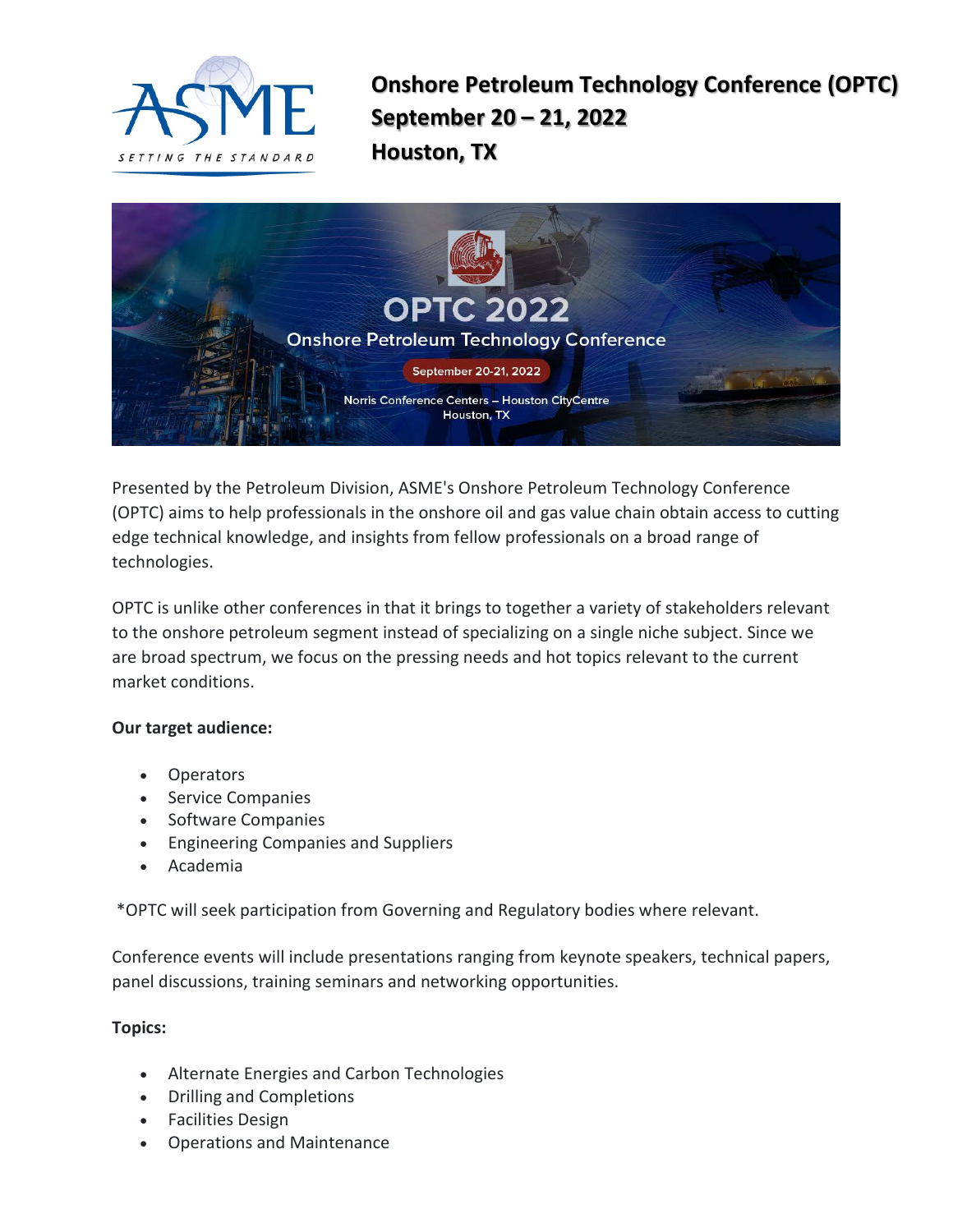# Onshore Petroleum Technology Conference (OPTC)
# September 20 – 21, 2022
# Houston, TX

Presented by the Petroleum Division, ASME's Onshore Petroleum Technology Conference (OPTC) aims to help professionals in the onshore oil and gas value chain obtain access to cutting edge technical knowledge, and insights from fellow professionals on a broad range of technologies.

OPTC is unlike other conferences in that it brings to together a variety of stakeholders relevant to the onshore petroleum segment instead of specializing on a single niche subject. Since we are broad spectrum, we focus on the pressing needs and hot topics relevant to the current market conditions.

**Our target audience:**

- Operators
- Service Companies
- Software Companies
- Engineering Companies and Suppliers
- Academia

*OPTC will seek participation from Governing and Regulatory bodies where relevant.

Conference events will include presentations ranging from keynote speakers, technical papers, panel discussions, training seminars and networking opportunities.

**Topics:**

- Alternate Energies and Carbon Technologies
- Drilling and Completions
- Facilities Design
- Operations and Maintenance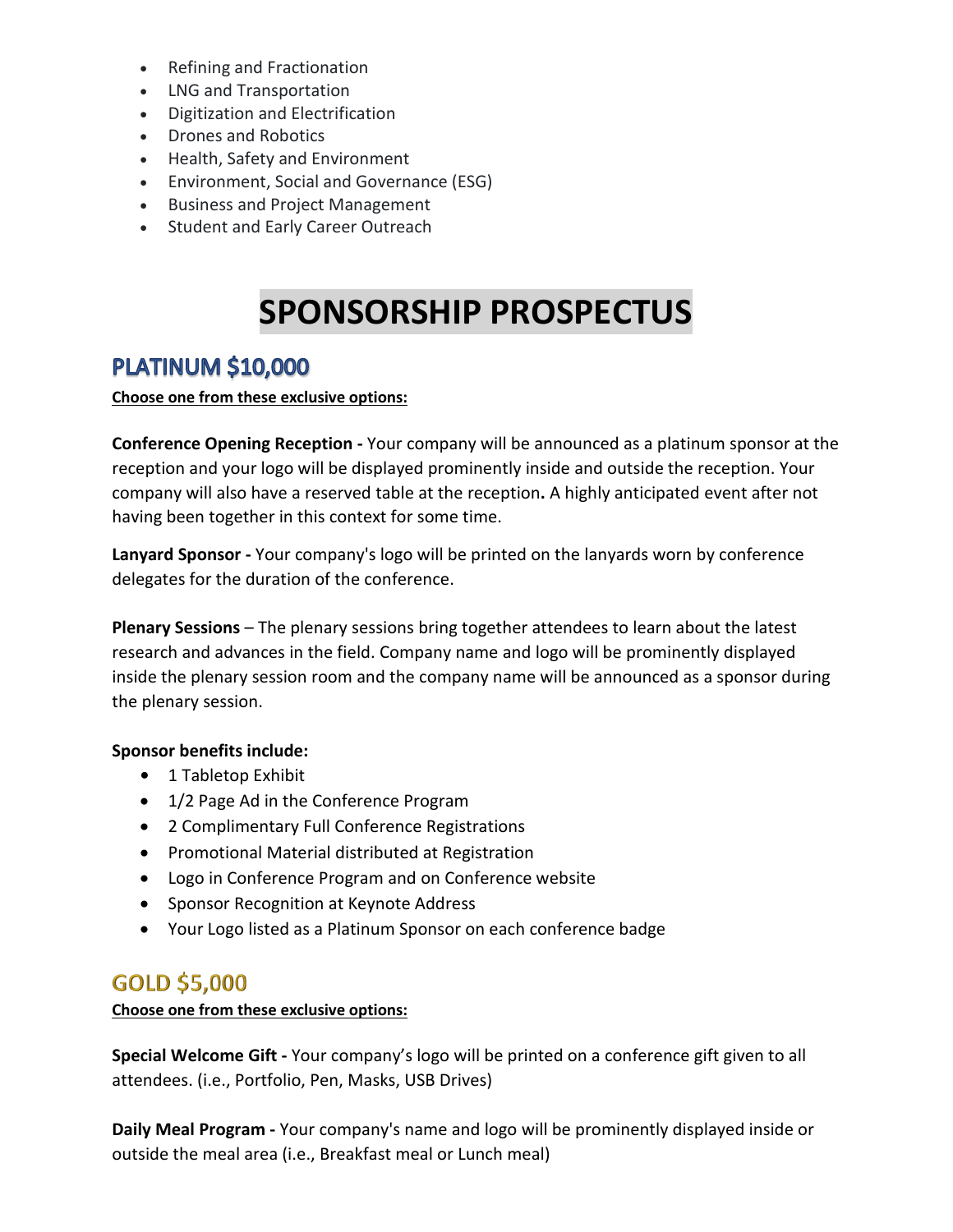- Refining and Fractionation
- LNG and Transportation
- Digitization and Electrification
- Drones and Robotics
- Health, Safety and Environment
- Environment, Social and Governance (ESG)
- Business and Project Management
- Student and Early Career Outreach

# SPONSORSHIP PROSPECTUS

## PLATINUM $10,000

**Choose one from these exclusive options:**

**Conference Opening Reception -** Your company will be announced as a platinum sponsor at the reception and your logo will be displayed prominently inside and outside the reception. Your company will also have a reserved table at the reception**.** A highly anticipated event after not having been together in this context for some time.

**Lanyard Sponsor -** Your company's logo will be printed on the lanyards worn by conference delegates for the duration of the conference.

**Plenary Sessions** – The plenary sessions bring together attendees to learn about the latest research and advances in the field. Company name and logo will be prominently displayed inside the plenary session room and the company name will be announced as a sponsor during the plenary session.

**Sponsor benefits include:**

- 1 Tabletop Exhibit
- 1/2 Page Ad in the Conference Program
- 2 Complimentary Full Conference Registrations
- Promotional Material distributed at Registration
- Logo in Conference Program and on Conference website
- Sponsor Recognition at Keynote Address
- Your Logo listed as a Platinum Sponsor on each conference badge

## GOLD $5,000

**Choose one from these exclusive options:**

**Special Welcome Gift -** Your company's logo will be printed on a conference gift given to all attendees. (i.e., Portfolio, Pen, Masks, USB Drives)

**Daily Meal Program -** Your company's name and logo will be prominently displayed inside or outside the meal area (i.e., Breakfast meal or Lunch meal)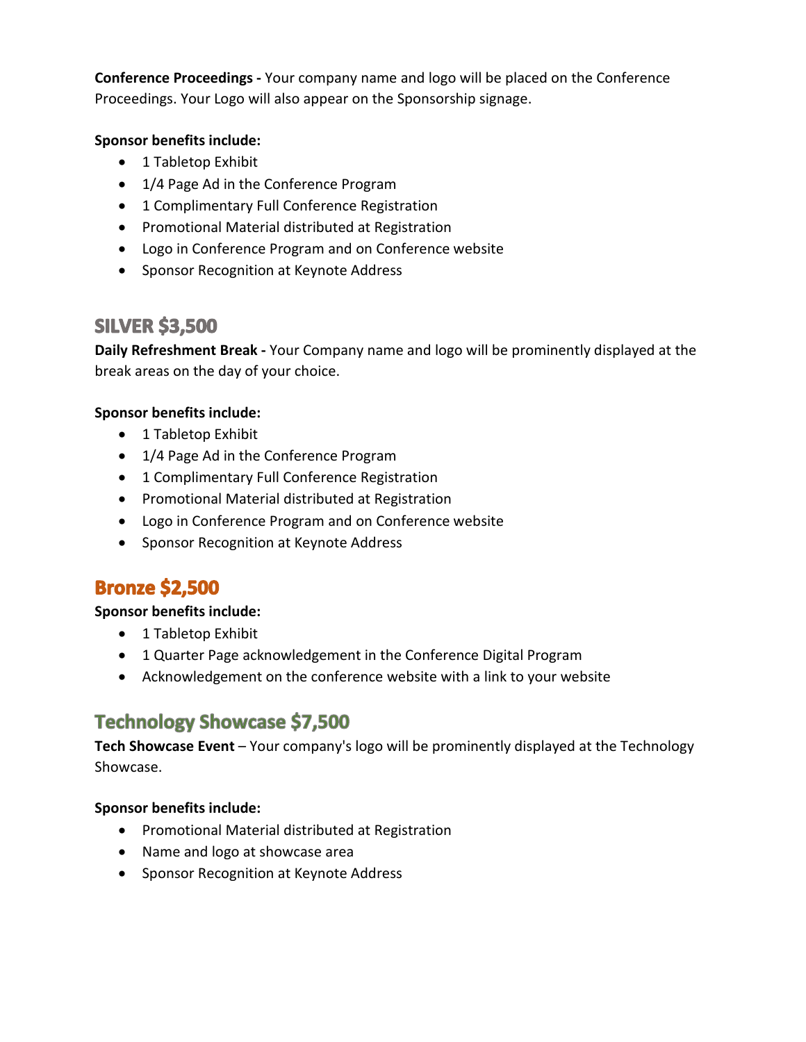**Conference Proceedings -** Your company name and logo will be placed on the Conference Proceedings. Your Logo will also appear on the Sponsorship signage.

**Sponsor benefits include:**

- 1 Tabletop Exhibit
- 1/4 Page Ad in the Conference Program
- 1 Complimentary Full Conference Registration
- Promotional Material distributed at Registration
- Logo in Conference Program and on Conference website
- Sponsor Recognition at Keynote Address

## SILVER $3,500

**Daily Refreshment Break -** Your Company name and logo will be prominently displayed at the break areas on the day of your choice.

**Sponsor benefits include:**

- 1 Tabletop Exhibit
- 1/4 Page Ad in the Conference Program
- 1 Complimentary Full Conference Registration
- Promotional Material distributed at Registration
- Logo in Conference Program and on Conference website
- Sponsor Recognition at Keynote Address

## Bronze $2,500

**Sponsor benefits include:**

- 1 Tabletop Exhibit
- 1 Quarter Page acknowledgement in the Conference Digital Program
- Acknowledgement on the conference website with a link to your website

## Technology Showcase $7,500

**Tech Showcase Event** – Your company's logo will be prominently displayed at the Technology Showcase.

**Sponsor benefits include:**

- Promotional Material distributed at Registration
- Name and logo at showcase area
- Sponsor Recognition at Keynote Address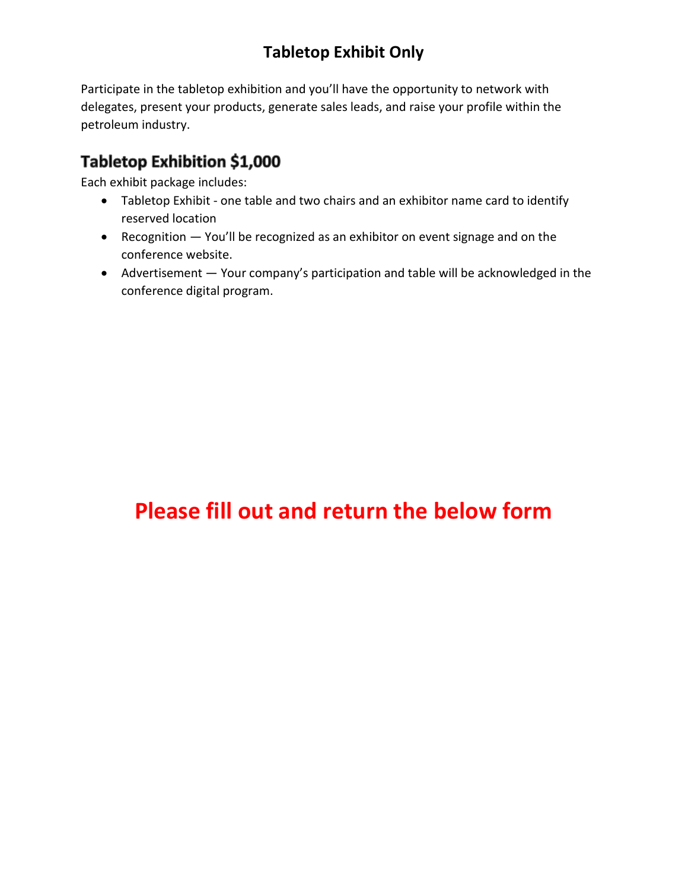# Tabletop Exhibit Only

Participate in the tabletop exhibition and you'll have the opportunity to network with delegates, present your products, generate sales leads, and raise your profile within the petroleum industry.

## Tabletop Exhibition $1,000

Each exhibit package includes:

- Tabletop Exhibit - one table and two chairs and an exhibitor name card to identify reserved location
- Recognition — You'll be recognized as an exhibitor on event signage and on the conference website.
- Advertisement — Your company's participation and table will be acknowledged in the conference digital program.

**Please fill out and return the below form**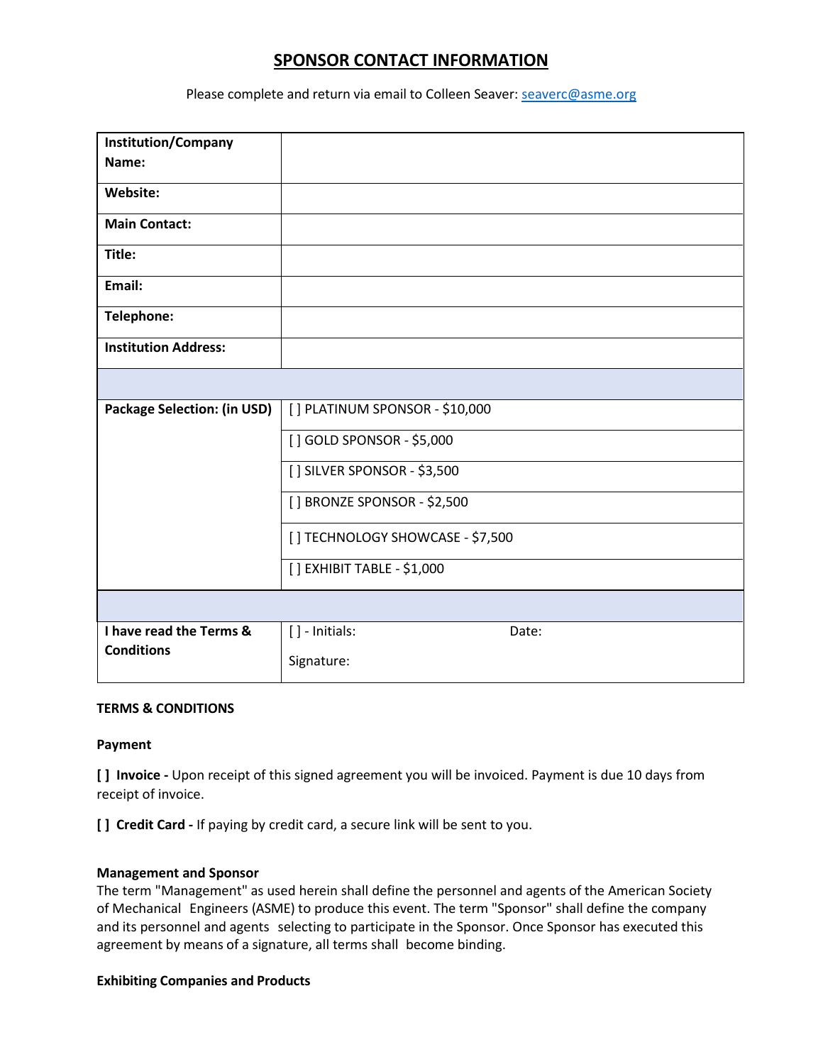# SPONSOR CONTACT INFORMATION

Please complete and return via email to Colleen Seaver: seaverc@asme.org

| | |
|---|---|
| **Institution/Company Name:** | |
| **Website:** | |
| **Main Contact:** | |
| **Title:** | |
| **Email:** | |
| **Telephone:** | |
| **Institution Address:** | |
| | |
| **Package Selection: (in USD)** | [ ] PLATINUM SPONSOR - $10,000 |
| | [ ] GOLD SPONSOR - $5,000 |
| | [ ] SILVER SPONSOR - $3,500 |
| | [ ] BRONZE SPONSOR - $2,500 |
| | [ ] TECHNOLOGY SHOWCASE - $7,500 |
| | [ ] EXHIBIT TABLE - $1,000 |
| | |
| **I have read the Terms & Conditions** | [ ] - Initials: Date: <br> Signature: |

**TERMS & CONDITIONS**

**Payment**

**[ ] Invoice -** Upon receipt of this signed agreement you will be invoiced. Payment is due 10 days from receipt of invoice.

**[ ] Credit Card -** If paying by credit card, a secure link will be sent to you.

**Management and Sponsor**

The term "Management" as used herein shall define the personnel and agents of the American Society of Mechanical Engineers (ASME) to produce this event. The term "Sponsor" shall define the company and its personnel and agents selecting to participate in the Sponsor. Once Sponsor has executed this agreement by means of a signature, all terms shall become binding.

**Exhibiting Companies and Products**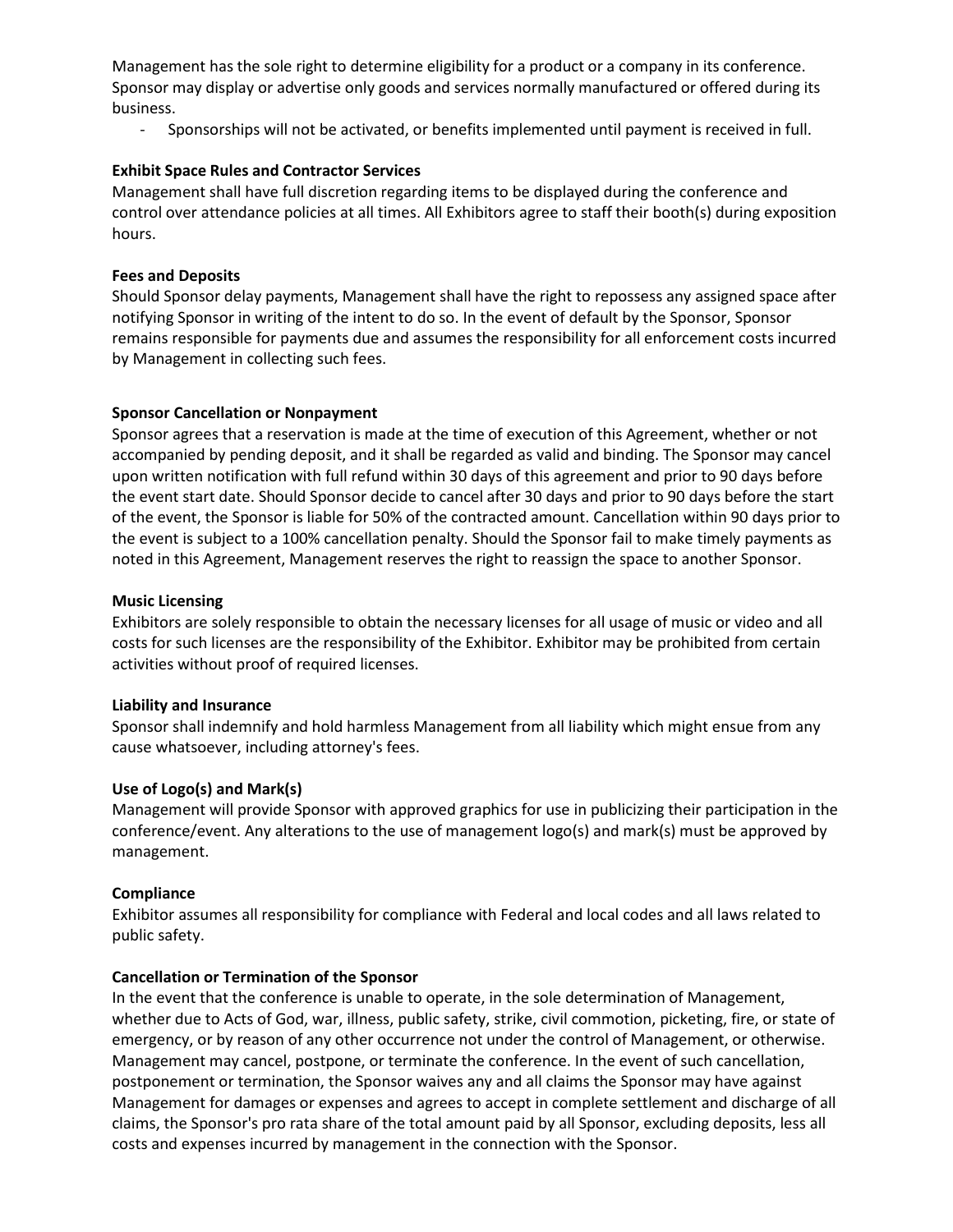Management has the sole right to determine eligibility for a product or a company in its conference. Sponsor may display or advertise only goods and services normally manufactured or offered during its business.

- Sponsorships will not be activated, or benefits implemented until payment is received in full.

**Exhibit Space Rules and Contractor Services**

Management shall have full discretion regarding items to be displayed during the conference and control over attendance policies at all times. All Exhibitors agree to staff their booth(s) during exposition hours.

**Fees and Deposits**

Should Sponsor delay payments, Management shall have the right to repossess any assigned space after notifying Sponsor in writing of the intent to do so. In the event of default by the Sponsor, Sponsor remains responsible for payments due and assumes the responsibility for all enforcement costs incurred by Management in collecting such fees.

**Sponsor Cancellation or Nonpayment**

Sponsor agrees that a reservation is made at the time of execution of this Agreement, whether or not accompanied by pending deposit, and it shall be regarded as valid and binding. The Sponsor may cancel upon written notification with full refund within 30 days of this agreement and prior to 90 days before the event start date. Should Sponsor decide to cancel after 30 days and prior to 90 days before the start of the event, the Sponsor is liable for 50% of the contracted amount. Cancellation within 90 days prior to the event is subject to a 100% cancellation penalty. Should the Sponsor fail to make timely payments as noted in this Agreement, Management reserves the right to reassign the space to another Sponsor.

**Music Licensing**

Exhibitors are solely responsible to obtain the necessary licenses for all usage of music or video and all costs for such licenses are the responsibility of the Exhibitor. Exhibitor may be prohibited from certain activities without proof of required licenses.

**Liability and Insurance**

Sponsor shall indemnify and hold harmless Management from all liability which might ensue from any cause whatsoever, including attorney's fees.

**Use of Logo(s) and Mark(s)**

Management will provide Sponsor with approved graphics for use in publicizing their participation in the conference/event. Any alterations to the use of management logo(s) and mark(s) must be approved by management.

**Compliance**

Exhibitor assumes all responsibility for compliance with Federal and local codes and all laws related to public safety.

**Cancellation or Termination of the Sponsor**

In the event that the conference is unable to operate, in the sole determination of Management, whether due to Acts of God, war, illness, public safety, strike, civil commotion, picketing, fire, or state of emergency, or by reason of any other occurrence not under the control of Management, or otherwise. Management may cancel, postpone, or terminate the conference. In the event of such cancellation, postponement or termination, the Sponsor waives any and all claims the Sponsor may have against Management for damages or expenses and agrees to accept in complete settlement and discharge of all claims, the Sponsor's pro rata share of the total amount paid by all Sponsor, excluding deposits, less all costs and expenses incurred by management in the connection with the Sponsor.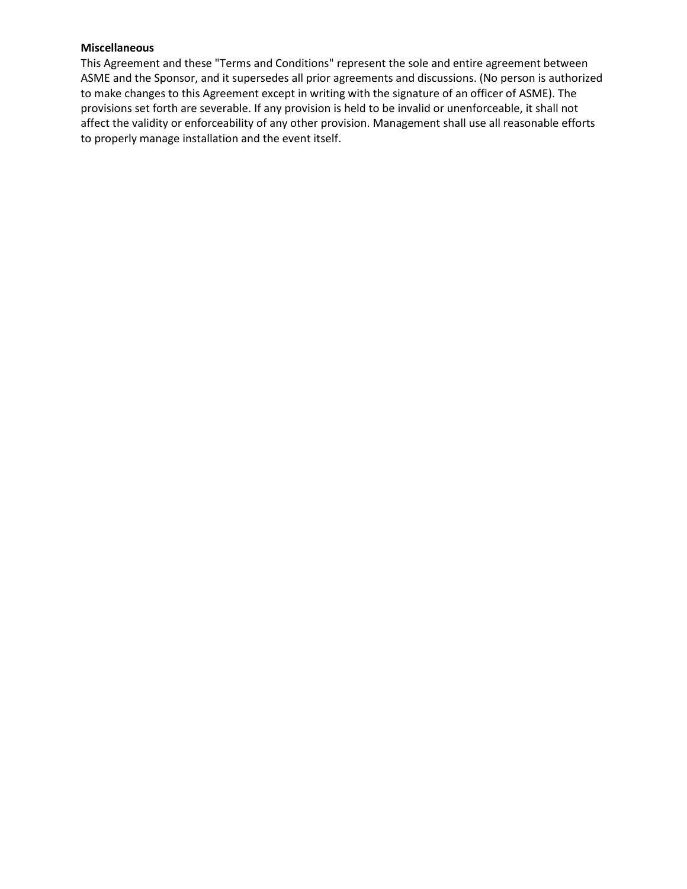**Miscellaneous**

This Agreement and these "Terms and Conditions" represent the sole and entire agreement between ASME and the Sponsor, and it supersedes all prior agreements and discussions. (No person is authorized to make changes to this Agreement except in writing with the signature of an officer of ASME). The provisions set forth are severable. If any provision is held to be invalid or unenforceable, it shall not affect the validity or enforceability of any other provision. Management shall use all reasonable efforts to properly manage installation and the event itself.